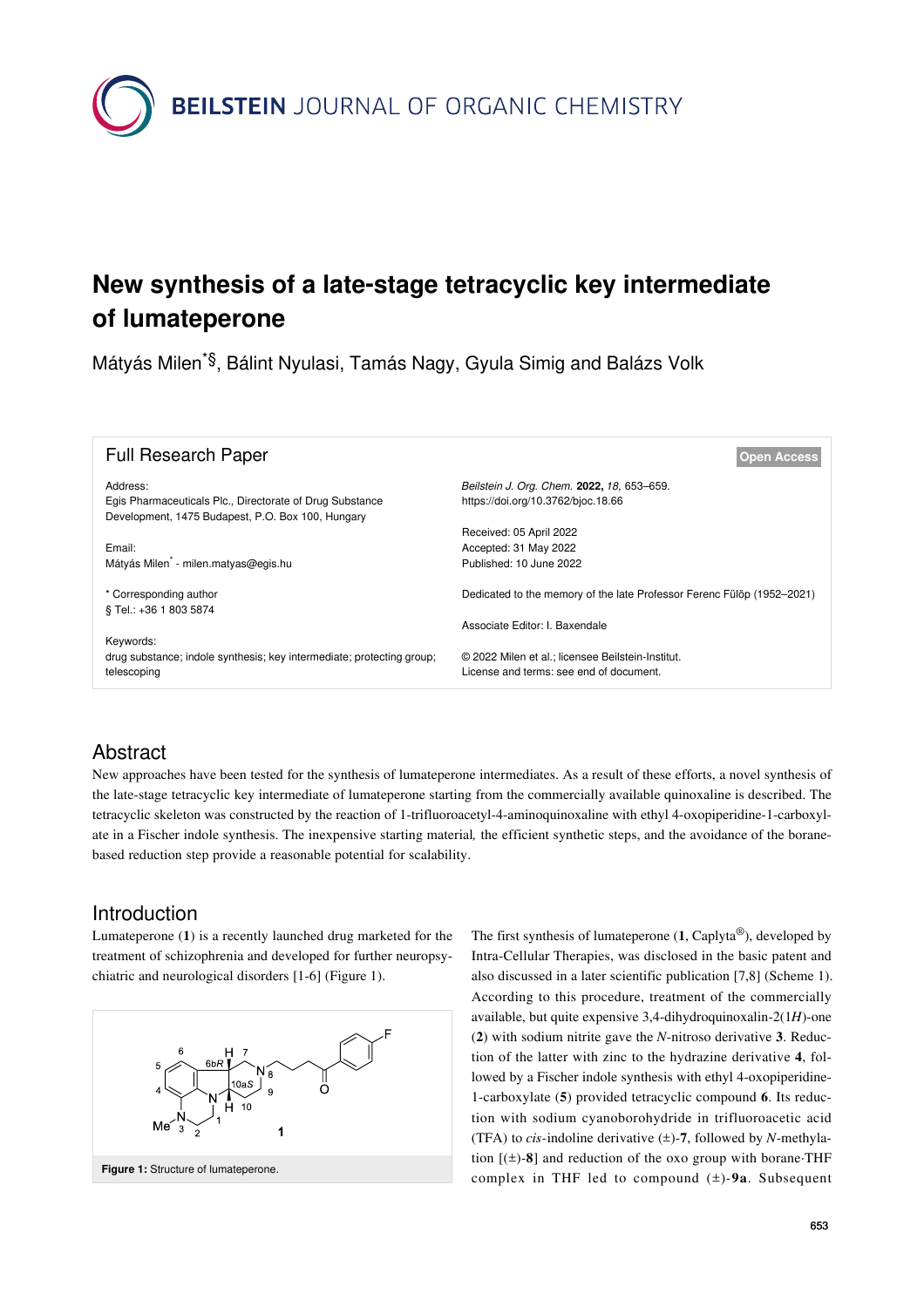# New synthesis of a late-stage tetracyclic key intermediate of lumateperone

Mátyás Milen*§, Bálint Nyulasi, Tamás Nagy, Gyula Simig and Balázs Volk

**Full Research Paper** — Open Access

Address:
Egis Pharmaceuticals Plc., Directorate of Drug Substance Development, 1475 Budapest, P.O. Box 100, Hungary

Email:
Mátyás Milen* - milen.matyas@egis.hu

\* Corresponding author
§ Tel.: +36 1 803 5874

Keywords:
drug substance; indole synthesis; key intermediate; protecting group; telescoping

*Beilstein J. Org. Chem.* **2022,** *18,* 653–659.
https://doi.org/10.3762/bjoc.18.66

Received: 05 April 2022
Accepted: 31 May 2022
Published: 10 June 2022

Dedicated to the memory of the late Professor Ferenc Fülöp (1952–2021)

Associate Editor: I. Baxendale

© 2022 Milen et al.; licensee Beilstein-Institut.
License and terms: see end of document.

## Abstract

New approaches have been tested for the synthesis of lumateperone intermediates. As a result of these efforts, a novel synthesis of the late-stage tetracyclic key intermediate of lumateperone starting from the commercially available quinoxaline is described. The tetracyclic skeleton was constructed by the reaction of 1-trifluoroacetyl-4-aminoquinoxaline with ethyl 4-oxopiperidine-1-carboxylate in a Fischer indole synthesis. The inexpensive starting material*,* the efficient synthetic steps, and the avoidance of the borane-based reduction step provide a reasonable potential for scalability.

## Introduction

Lumateperone (**1**) is a recently launched drug marketed for the treatment of schizophrenia and developed for further neuropsychiatric and neurological disorders [1-6] (Figure 1).

**Figure 1:** Structure of lumateperone.

The first synthesis of lumateperone (**1**, Caplyta®), developed by Intra-Cellular Therapies, was disclosed in the basic patent and also discussed in a later scientific publication [7,8] (Scheme 1). According to this procedure, treatment of the commercially available, but quite expensive 3,4-dihydroquinoxalin-2(1*H*)-one (**2**) with sodium nitrite gave the *N*-nitroso derivative **3**. Reduction of the latter with zinc to the hydrazine derivative **4**, followed by a Fischer indole synthesis with ethyl 4-oxopiperidine-1-carboxylate (**5**) provided tetracyclic compound **6**. Its reduction with sodium cyanoborohydride in trifluoroacetic acid (TFA) to *cis*-indoline derivative (±)-**7**, followed by *N*-methylation [(±)-**8**] and reduction of the oxo group with borane·THF complex in THF led to compound (±)-**9a**. Subsequent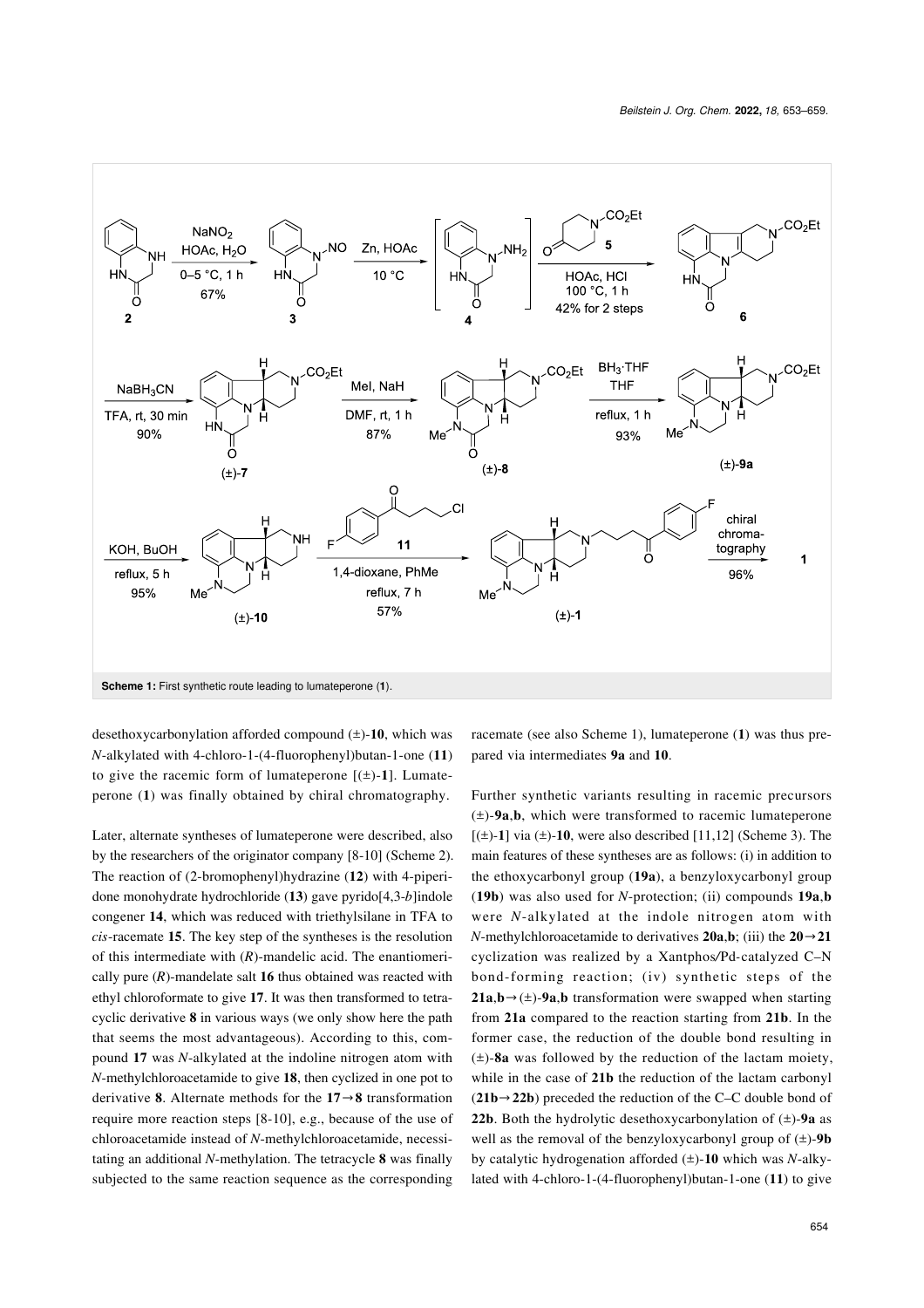**Scheme 1:** First synthetic route leading to lumateperone (**1**).

desethoxycarbonylation afforded compound (±)-**10**, which was *N*-alkylated with 4-chloro-1-(4-fluorophenyl)butan-1-one (**11**) to give the racemic form of lumateperone [(±)-**1**]. Lumateperone (**1**) was finally obtained by chiral chromatography.

Later, alternate syntheses of lumateperone were described, also by the researchers of the originator company [8-10] (Scheme 2). The reaction of (2-bromophenyl)hydrazine (**12**) with 4-piperidone monohydrate hydrochloride (**13**) gave pyrido[4,3-*b*]indole congener **14**, which was reduced with triethylsilane in TFA to *cis*-racemate **15**. The key step of the syntheses is the resolution of this intermediate with (*R*)-mandelic acid. The enantiomerically pure (*R*)-mandelate salt **16** thus obtained was reacted with ethyl chloroformate to give **17**. It was then transformed to tetracyclic derivative **8** in various ways (we only show here the path that seems the most advantageous). According to this, compound **17** was *N*-alkylated at the indoline nitrogen atom with *N*-methylchloroacetamide to give **18**, then cyclized in one pot to derivative **8**. Alternate methods for the **17**→**8** transformation require more reaction steps [8-10], e.g., because of the use of chloroacetamide instead of *N*-methylchloroacetamide, necessitating an additional *N*-methylation. The tetracycle **8** was finally subjected to the same reaction sequence as the corresponding racemate (see also Scheme 1), lumateperone (**1**) was thus prepared via intermediates **9a** and **10**.

Further synthetic variants resulting in racemic precursors (±)-**9a**,**b**, which were transformed to racemic lumateperone [(±)-**1**] via (±)-**10**, were also described [11,12] (Scheme 3). The main features of these syntheses are as follows: (i) in addition to the ethoxycarbonyl group (**19a**), a benzyloxycarbonyl group (**19b**) was also used for *N*-protection; (ii) compounds **19a**,**b** were *N*-alkylated at the indole nitrogen atom with *N*-methylchloroacetamide to derivatives **20a**,**b**; (iii) the **20**→**21** cyclization was realized by a Xantphos/Pd-catalyzed C–N bond-forming reaction; (iv) synthetic steps of the **21a**,**b**→(±)-**9a**,**b** transformation were swapped when starting from **21a** compared to the reaction starting from **21b**. In the former case, the reduction of the double bond resulting in (±)-**8a** was followed by the reduction of the lactam moiety, while in the case of **21b** the reduction of the lactam carbonyl (**21b**→**22b**) preceded the reduction of the C–C double bond of **22b**. Both the hydrolytic desethoxycarbonylation of (±)-**9a** as well as the removal of the benzyloxycarbonyl group of (±)-**9b** by catalytic hydrogenation afforded (±)-**10** which was *N*-alkylated with 4-chloro-1-(4-fluorophenyl)butan-1-one (**11**) to give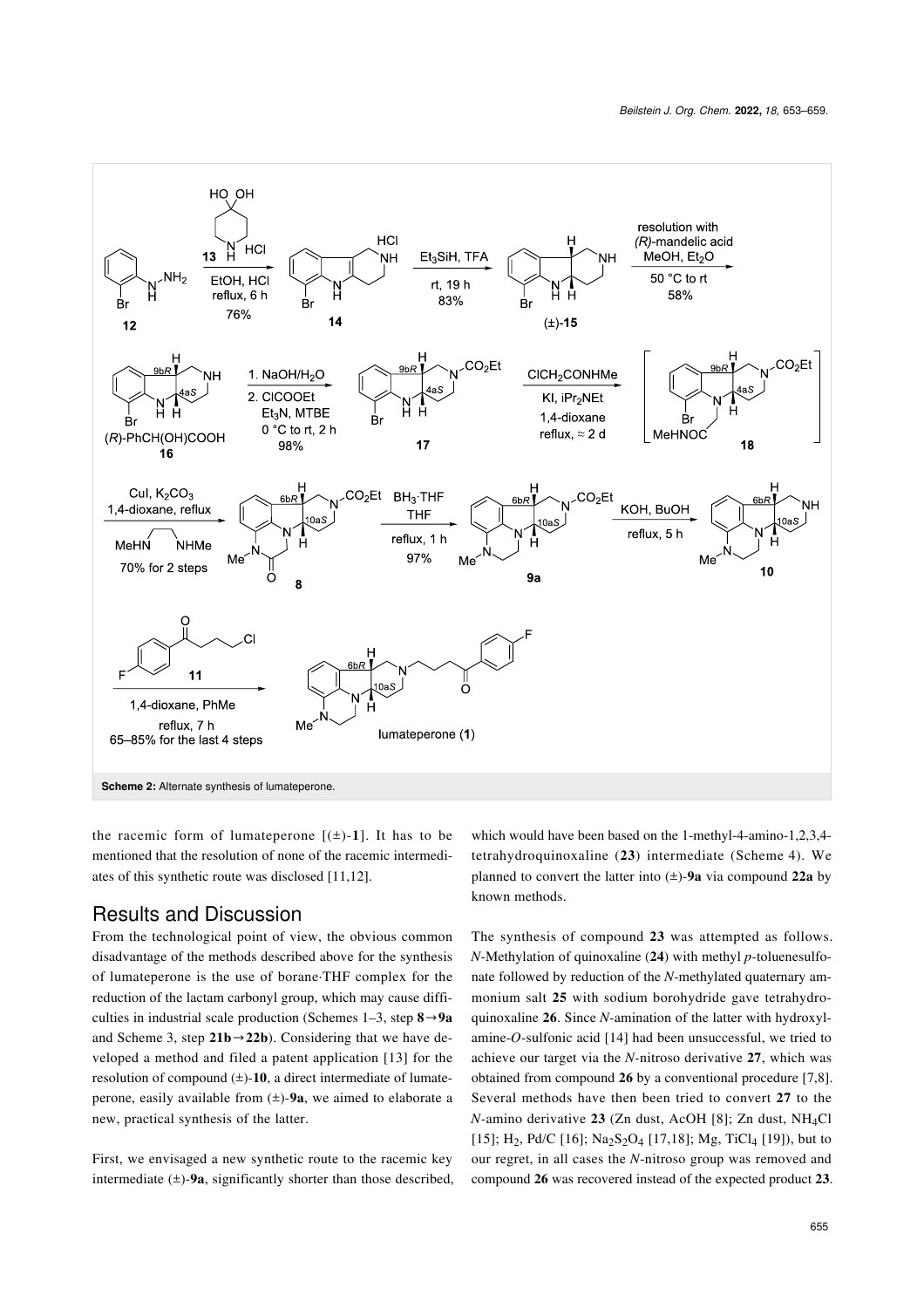**Scheme 2:** Alternate synthesis of lumateperone.

the racemic form of lumateperone [(±)-**1**]. It has to be mentioned that the resolution of none of the racemic intermediates of this synthetic route was disclosed [11,12].

## Results and Discussion

From the technological point of view, the obvious common disadvantage of the methods described above for the synthesis of lumateperone is the use of borane·THF complex for the reduction of the lactam carbonyl group, which may cause difficulties in industrial scale production (Schemes 1–3, step **8**→**9a** and Scheme 3, step **21b**→**22b**). Considering that we have developed a method and filed a patent application [13] for the resolution of compound (±)-**10**, a direct intermediate of lumateperone, easily available from (±)-**9a**, we aimed to elaborate a new, practical synthesis of the latter.

First, we envisaged a new synthetic route to the racemic key intermediate (±)-**9a**, significantly shorter than those described, which would have been based on the 1-methyl-4-amino-1,2,3,4-tetrahydroquinoxaline (**23**) intermediate (Scheme 4). We planned to convert the latter into (±)-**9a** via compound **22a** by known methods.

The synthesis of compound **23** was attempted as follows. *N*-Methylation of quinoxaline (**24**) with methyl *p*-toluenesulfonate followed by reduction of the *N*-methylated quaternary ammonium salt **25** with sodium borohydride gave tetrahydroquinoxaline **26**. Since *N*-amination of the latter with hydroxylamine-*O*-sulfonic acid [14] had been unsuccessful, we tried to achieve our target via the *N*-nitroso derivative **27**, which was obtained from compound **26** by a conventional procedure [7,8]. Several methods have then been tried to convert **27** to the *N*-amino derivative **23** (Zn dust, AcOH [8]; Zn dust, $NH_4Cl$ [15]; $H_2$, Pd/C [16]; $Na_2S_2O_4$ [17,18]; Mg, $TiCl_4$ [19]), but to our regret, in all cases the *N*-nitroso group was removed and compound **26** was recovered instead of the expected product **23**.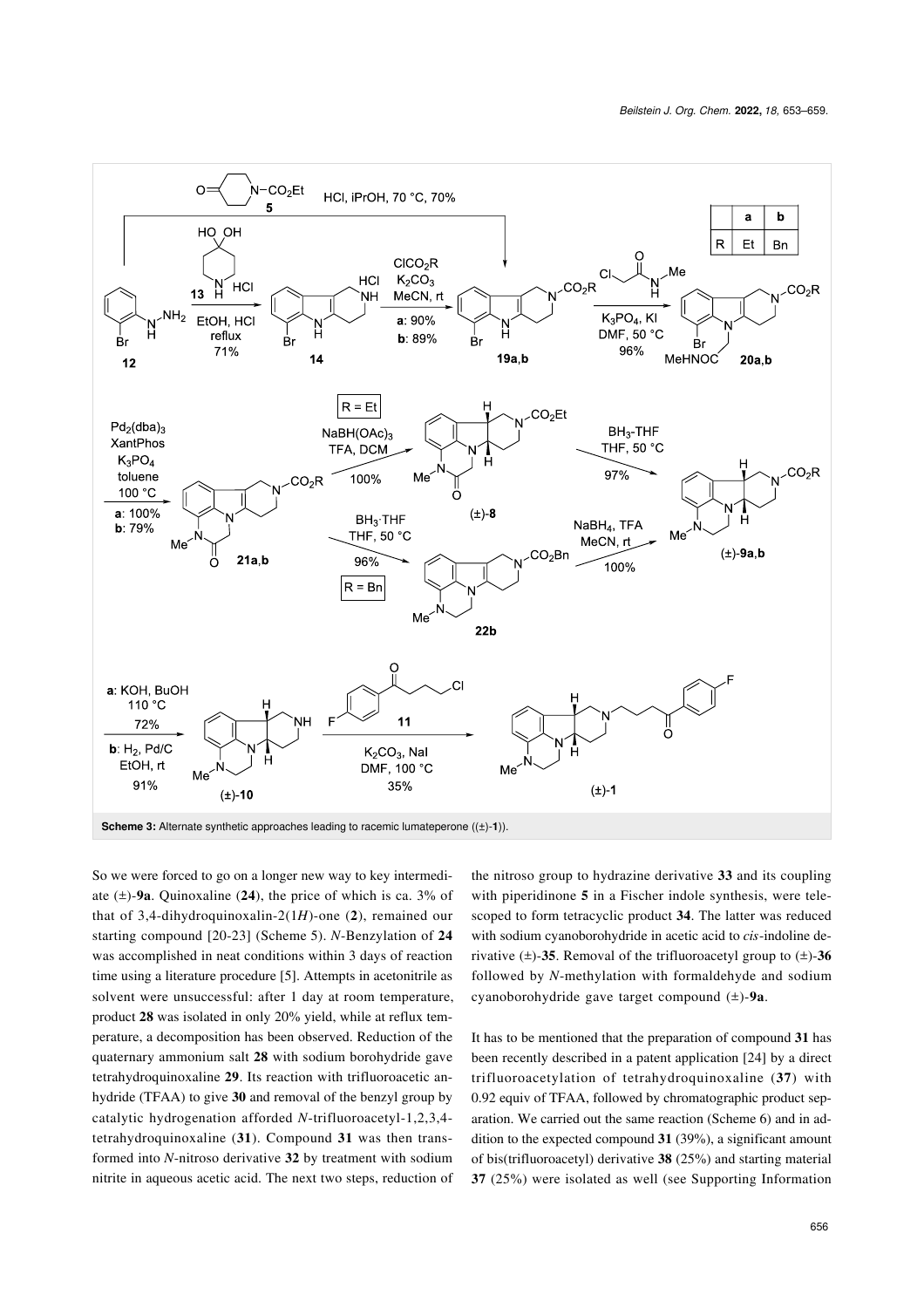**Scheme 3:** Alternate synthetic approaches leading to racemic lumateperone ((±)-**1**)).

So we were forced to go on a longer new way to key intermediate (±)-**9a**. Quinoxaline (**24**), the price of which is ca. 3% of that of 3,4-dihydroquinoxalin-2(1*H*)-one (**2**), remained our starting compound [20-23] (Scheme 5). *N*-Benzylation of **24** was accomplished in neat conditions within 3 days of reaction time using a literature procedure [5]. Attempts in acetonitrile as solvent were unsuccessful: after 1 day at room temperature, product **28** was isolated in only 20% yield, while at reflux temperature, a decomposition has been observed. Reduction of the quaternary ammonium salt **28** with sodium borohydride gave tetrahydroquinoxaline **29**. Its reaction with trifluoroacetic anhydride (TFAA) to give **30** and removal of the benzyl group by catalytic hydrogenation afforded *N*-trifluoroacetyl-1,2,3,4-tetrahydroquinoxaline (**31**). Compound **31** was then transformed into *N*-nitroso derivative **32** by treatment with sodium nitrite in aqueous acetic acid. The next two steps, reduction of the nitroso group to hydrazine derivative **33** and its coupling with piperidinone **5** in a Fischer indole synthesis, were telescoped to form tetracyclic product **34**. The latter was reduced with sodium cyanoborohydride in acetic acid to *cis*-indoline derivative (±)-**35**. Removal of the trifluoroacetyl group to (±)-**36** followed by *N*-methylation with formaldehyde and sodium cyanoborohydride gave target compound (±)-**9a**.

It has to be mentioned that the preparation of compound **31** has been recently described in a patent application [24] by a direct trifluoroacetylation of tetrahydroquinoxaline (**37**) with 0.92 equiv of TFAA, followed by chromatographic product separation. We carried out the same reaction (Scheme 6) and in addition to the expected compound **31** (39%), a significant amount of bis(trifluoroacetyl) derivative **38** (25%) and starting material **37** (25%) were isolated as well (see Supporting Information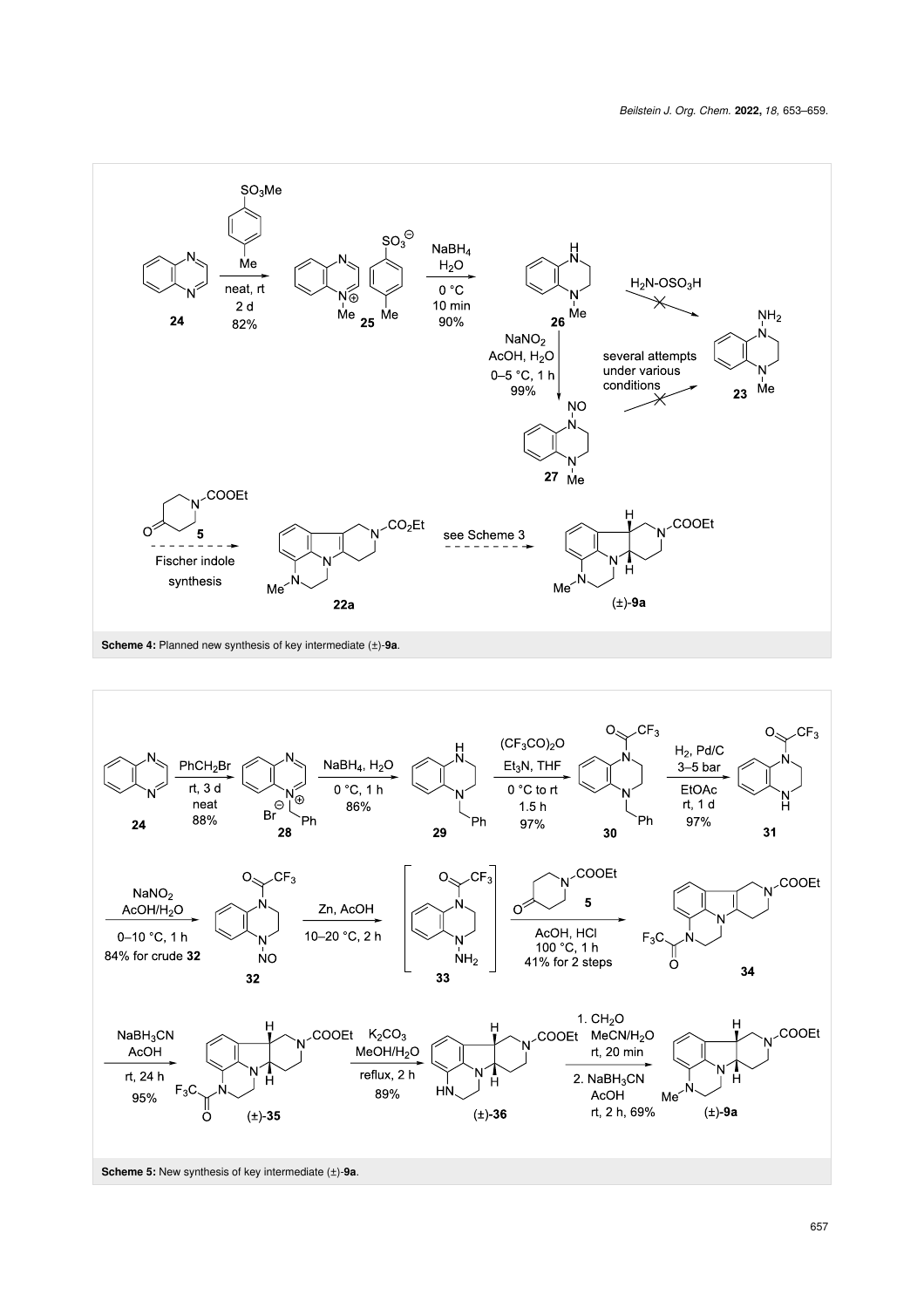**Scheme 4:** Planned new synthesis of key intermediate (±)-**9a**.

**Scheme 5:** New synthesis of key intermediate (±)-**9a**.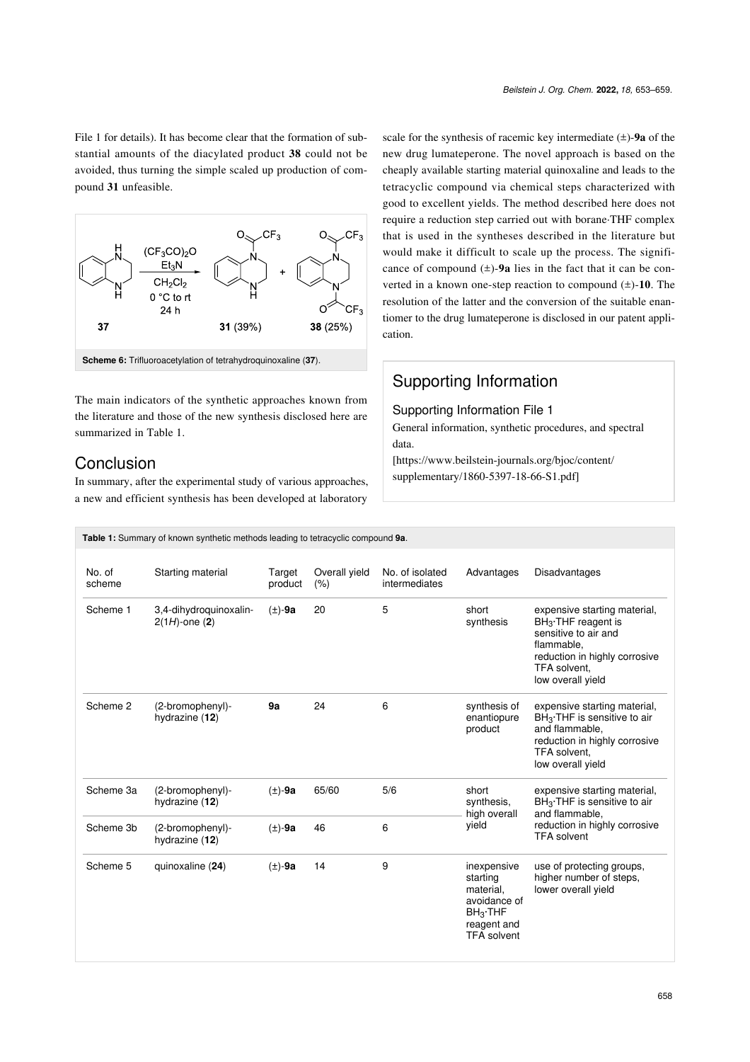File 1 for details). It has become clear that the formation of substantial amounts of the diacylated product **38** could not be avoided, thus turning the simple scaled up production of compound **31** unfeasible.

**Scheme 6:** Trifluoroacetylation of tetrahydroquinoxaline (**37**).

The main indicators of the synthetic approaches known from the literature and those of the new synthesis disclosed here are summarized in Table 1.

## Conclusion

In summary, after the experimental study of various approaches, a new and efficient synthesis has been developed at laboratory scale for the synthesis of racemic key intermediate (±)-**9a** of the new drug lumateperone. The novel approach is based on the cheaply available starting material quinoxaline and leads to the tetracyclic compound via chemical steps characterized with good to excellent yields. The method described here does not require a reduction step carried out with borane·THF complex that is used in the syntheses described in the literature but would make it difficult to scale up the process. The significance of compound (±)-**9a** lies in the fact that it can be converted in a known one-step reaction to compound (±)-**10**. The resolution of the latter and the conversion of the suitable enantiomer to the drug lumateperone is disclosed in our patent application.

## Supporting Information

Supporting Information File 1

General information, synthetic procedures, and spectral data.

[https://www.beilstein-journals.org/bjoc/content/supplementary/1860-5397-18-66-S1.pdf]

**Table 1:** Summary of known synthetic methods leading to tetracyclic compound **9a**.

| No. of scheme | Starting material | Target product | Overall yield (%) | No. of isolated intermediates | Advantages | Disadvantages |
|---|---|---|---|---|---|---|
| Scheme 1 | 3,4-dihydroquinoxalin-2(1*H*)-one (**2**) | (±)-**9a** | 20 | 5 | short synthesis | expensive starting material, $BH_3$·THF reagent is sensitive to air and flammable, reduction in highly corrosive TFA solvent, low overall yield |
| Scheme 2 | (2-bromophenyl)-hydrazine (**12**) | **9a** | 24 | 6 | synthesis of enantiopure product | expensive starting material, $BH_3$·THF is sensitive to air and flammable, reduction in highly corrosive TFA solvent, low overall yield |
| Scheme 3a | (2-bromophenyl)-hydrazine (**12**) | (±)-**9a** | 65/60 | 5/6 | short synthesis, high overall yield | expensive starting material, $BH_3$·THF is sensitive to air and flammable, reduction in highly corrosive TFA solvent |
| Scheme 3b | (2-bromophenyl)-hydrazine (**12**) | (±)-**9a** | 46 | 6 | | |
| Scheme 5 | quinoxaline (**24**) | (±)-**9a** | 14 | 9 | inexpensive starting material, avoidance of $BH_3$·THF reagent and TFA solvent | use of protecting groups, higher number of steps, lower overall yield |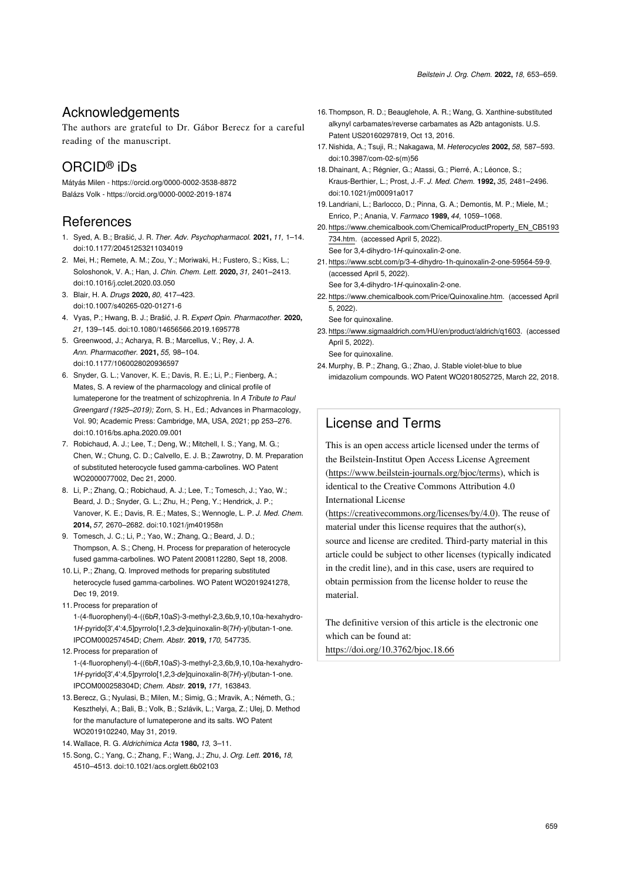## Acknowledgements

The authors are grateful to Dr. Gábor Berecz for a careful reading of the manuscript.

## ORCID® iDs

Mátyás Milen - https://orcid.org/0000-0002-3538-8872
Balázs Volk - https://orcid.org/0000-0002-2019-1874

## References

1. Syed, A. B.; Brašić, J. R. *Ther. Adv. Psychopharmacol.* **2021,** *11,* 1–14. doi:10.1177/20451253211034019
2. Mei, H.; Remete, A. M.; Zou, Y.; Moriwaki, H.; Fustero, S.; Kiss, L.; Soloshonok, V. A.; Han, J. *Chin. Chem. Lett.* **2020,** *31,* 2401–2413. doi:10.1016/j.cclet.2020.03.050
3. Blair, H. A. *Drugs* **2020,** *80,* 417–423. doi:10.1007/s40265-020-01271-6
4. Vyas, P.; Hwang, B. J.; Brašić, J. R. *Expert Opin. Pharmacother.* **2020,** *21,* 139–145. doi:10.1080/14656566.2019.1695778
5. Greenwood, J.; Acharya, R. B.; Marcellus, V.; Rey, J. A. *Ann. Pharmacother.* **2021,** *55,* 98–104. doi:10.1177/1060028020936597
6. Snyder, G. L.; Vanover, K. E.; Davis, R. E.; Li, P.; Fienberg, A.; Mates, S. A review of the pharmacology and clinical profile of lumateperone for the treatment of schizophrenia. In *A Tribute to Paul Greengard (1925–2019);* Zorn, S. H., Ed.; Advances in Pharmacology, Vol. 90; Academic Press: Cambridge, MA, USA, 2021; pp 253–276. doi:10.1016/bs.apha.2020.09.001
7. Robichaud, A. J.; Lee, T.; Deng, W.; Mitchell, I. S.; Yang, M. G.; Chen, W.; Chung, C. D.; Calvello, E. J. B.; Zawrotny, D. M. Preparation of substituted heterocycle fused gamma-carbolines. WO Patent WO2000077002, Dec 21, 2000.
8. Li, P.; Zhang, Q.; Robichaud, A. J.; Lee, T.; Tomesch, J.; Yao, W.; Beard, J. D.; Snyder, G. L.; Zhu, H.; Peng, Y.; Hendrick, J. P.; Vanover, K. E.; Davis, R. E.; Mates, S.; Wennogle, L. P. *J. Med. Chem.* **2014,** *57,* 2670–2682. doi:10.1021/jm401958n
9. Tomesch, J. C.; Li, P.; Yao, W.; Zhang, Q.; Beard, J. D.; Thompson, A. S.; Cheng, H. Process for preparation of heterocycle fused gamma-carbolines. WO Patent 2008112280, Sept 18, 2008.
10. Li, P.; Zhang, Q. Improved methods for preparing substituted heterocycle fused gamma-carbolines. WO Patent WO2019241278, Dec 19, 2019.
11. Process for preparation of 1-(4-fluorophenyl)-4-((6b*R*,10a*S*)-3-methyl-2,3,6b,9,10,10a-hexahydro-1*H*-pyrido[3',4':4,5]pyrrolo[1,2,3-*de*]quinoxalin-8(7*H*)-yl)butan-1-one. IPCOM000257454D; *Chem. Abstr.* **2019,** *170,* 547735.
12. Process for preparation of 1-(4-fluorophenyl)-4-((6b*R*,10a*S*)-3-methyl-2,3,6b,9,10,10a-hexahydro-1*H*-pyrido[3',4':4,5]pyrrolo[1,2,3-*de*]quinoxalin-8(7*H*)-yl)butan-1-one. IPCOM000258304D; *Chem. Abstr.* **2019,** *171,* 163843.
13. Berecz, G.; Nyulasi, B.; Milen, M.; Simig, G.; Mravik, A.; Németh, G.; Keszthelyi, A.; Bali, B.; Volk, B.; Szlávik, L.; Varga, Z.; Ulej, D. Method for the manufacture of lumateperone and its salts. WO Patent WO2019102240, May 31, 2019.
14. Wallace, R. G. *Aldrichimica Acta* **1980,** *13,* 3–11.
15. Song, C.; Yang, C.; Zhang, F.; Wang, J.; Zhu, J. *Org. Lett.* **2016,** *18,* 4510–4513. doi:10.1021/acs.orglett.6b02103
16. Thompson, R. D.; Beauglehole, A. R.; Wang, G. Xanthine-substituted alkynyl carbamates/reverse carbamates as A2b antagonists. U.S. Patent US20160297819, Oct 13, 2016.
17. Nishida, A.; Tsuji, R.; Nakagawa, M. *Heterocycles* **2002,** *58,* 587–593. doi:10.3987/com-02-s(m)56
18. Dhainaut, A.; Régnier, G.; Atassi, G.; Pierré, A.; Léonce, S.; Kraus-Berthier, L.; Prost, J.-F. *J. Med. Chem.* **1992,** *35,* 2481–2496. doi:10.1021/jm00091a017
19. Landriani, L.; Barlocco, D.; Pinna, G. A.; Demontis, M. P.; Miele, M.; Enrico, P.; Anania, V. *Farmaco* **1989,** *44,* 1059–1068.
20. https://www.chemicalbook.com/ChemicalProductProperty_EN_CB5193734.htm. (accessed April 5, 2022).
    See for 3,4-dihydro-1*H*-quinoxalin-2-one.
21. https://www.scbt.com/p/3-4-dihydro-1h-quinoxalin-2-one-59564-59-9. (accessed April 5, 2022).
    See for 3,4-dihydro-1*H*-quinoxalin-2-one.
22. https://www.chemicalbook.com/Price/Quinoxaline.htm. (accessed April 5, 2022).
    See for quinoxaline.
23. https://www.sigmaaldrich.com/HU/en/product/aldrich/q1603. (accessed April 5, 2022).
    See for quinoxaline.
24. Murphy, B. P.; Zhang, G.; Zhao, J. Stable violet-blue to blue imidazolium compounds. WO Patent WO2018052725, March 22, 2018.

## License and Terms

This is an open access article licensed under the terms of the Beilstein-Institut Open Access License Agreement (https://www.beilstein-journals.org/bjoc/terms), which is identical to the Creative Commons Attribution 4.0 International License (https://creativecommons.org/licenses/by/4.0). The reuse of material under this license requires that the author(s), source and license are credited. Third-party material in this article could be subject to other licenses (typically indicated in the credit line), and in this case, users are required to obtain permission from the license holder to reuse the material.

The definitive version of this article is the electronic one which can be found at:
https://doi.org/10.3762/bjoc.18.66